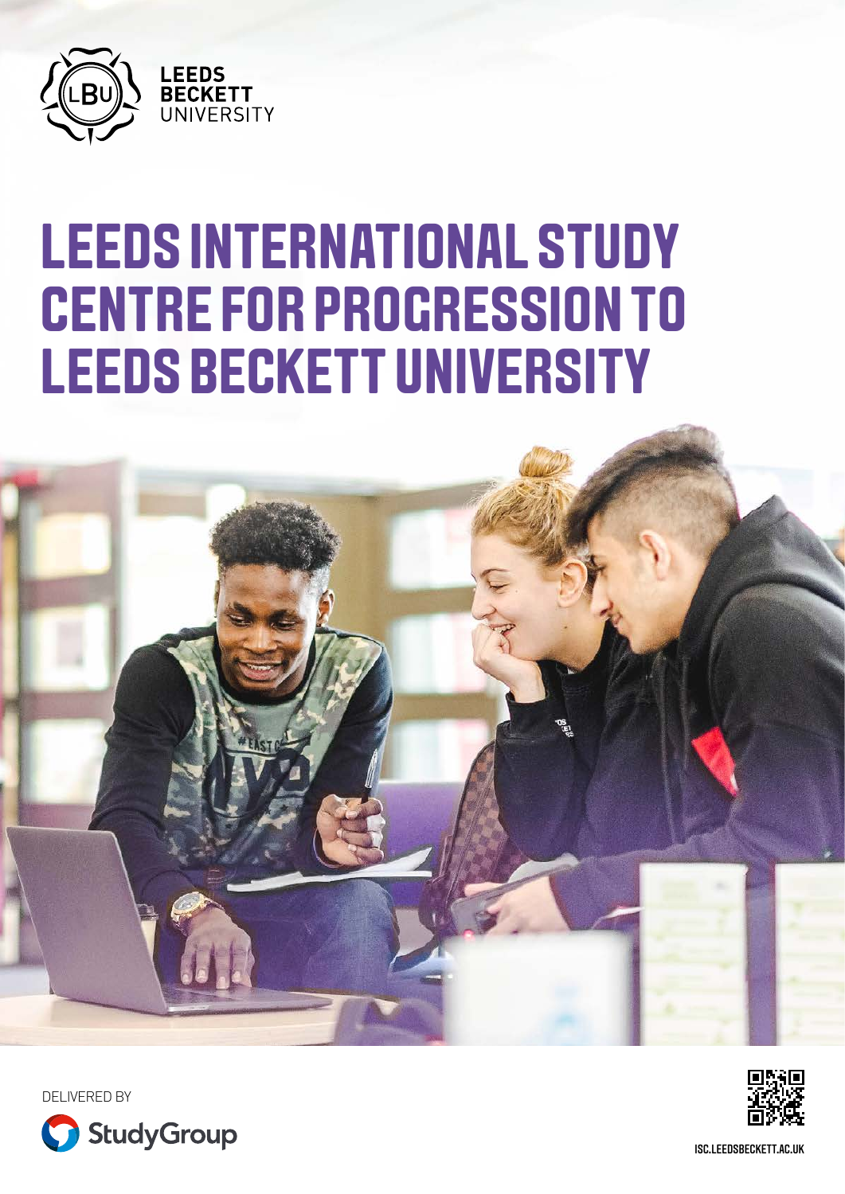LEEDS BECKETT UNIVERSITY

# LEEDS INTERNATIONAL STUDY CENTRE FOR PROGRESSION TO LEEDS BECKETT UNIVERSITY

DELIVERED BY

StudyGroup

ISC.LEEDSBECKETT.AC.UK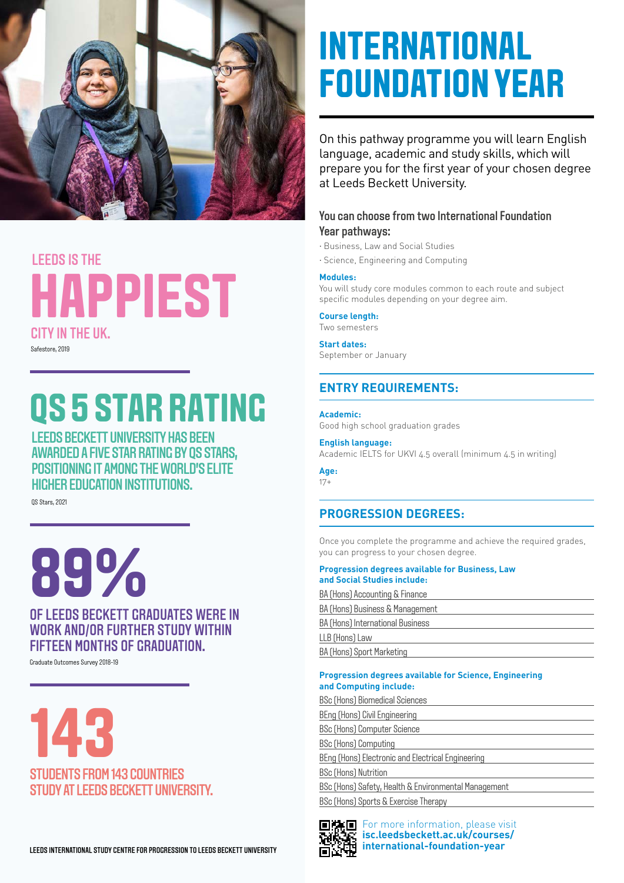LEEDS IS THE

# HAPPIEST

CITY IN THE UK.

Safestore, 2019

## QS 5 STAR RATING

LEEDS BECKETT UNIVERSITY HAS BEEN AWARDED A FIVE STAR RATING BY QS STARS, POSITIONING IT AMONG THE WORLD'S ELITE HIGHER EDUCATION INSTITUTIONS.

QS Stars, 2021

## 89%

OF LEEDS BECKETT GRADUATES WERE IN WORK AND/OR FURTHER STUDY WITHIN FIFTEEN MONTHS OF GRADUATION.

Graduate Outcomes Survey 2018-19

## 143

STUDENTS FROM 143 COUNTRIES STUDY AT LEEDS BECKETT UNIVERSITY.

LEEDS INTERNATIONAL STUDY CENTRE FOR PROGRESSION TO LEEDS BECKETT UNIVERSITY

# INTERNATIONAL FOUNDATION YEAR

On this pathway programme you will learn English language, academic and study skills, which will prepare you for the first year of your chosen degree at Leeds Beckett University.

### You can choose from two International Foundation Year pathways:

- Business, Law and Social Studies
- Science, Engineering and Computing

**Modules:**
You will study core modules common to each route and subject specific modules depending on your degree aim.

**Course length:**
Two semesters

**Start dates:**
September or January

## ENTRY REQUIREMENTS:

**Academic:**
Good high school graduation grades

**English language:**
Academic IELTS for UKVI 4.5 overall (minimum 4.5 in writing)

**Age:**
17+

## PROGRESSION DEGREES:

Once you complete the programme and achieve the required grades, you can progress to your chosen degree.

**Progression degrees available for Business, Law and Social Studies include:**

- BA (Hons) Accounting & Finance
- BA (Hons) Business & Management
- BA (Hons) International Business
- LLB (Hons) Law
- BA (Hons) Sport Marketing

**Progression degrees available for Science, Engineering and Computing include:**

- BSc (Hons) Biomedical Sciences
- BEng (Hons) Civil Engineering
- BSc (Hons) Computer Science
- BSc (Hons) Computing
- BEng (Hons) Electronic and Electrical Engineering
- BSc (Hons) Nutrition
- BSc (Hons) Safety, Health & Environmental Management
- BSc (Hons) Sports & Exercise Therapy

For more information, please visit **isc.leedsbeckett.ac.uk/courses/international-foundation-year**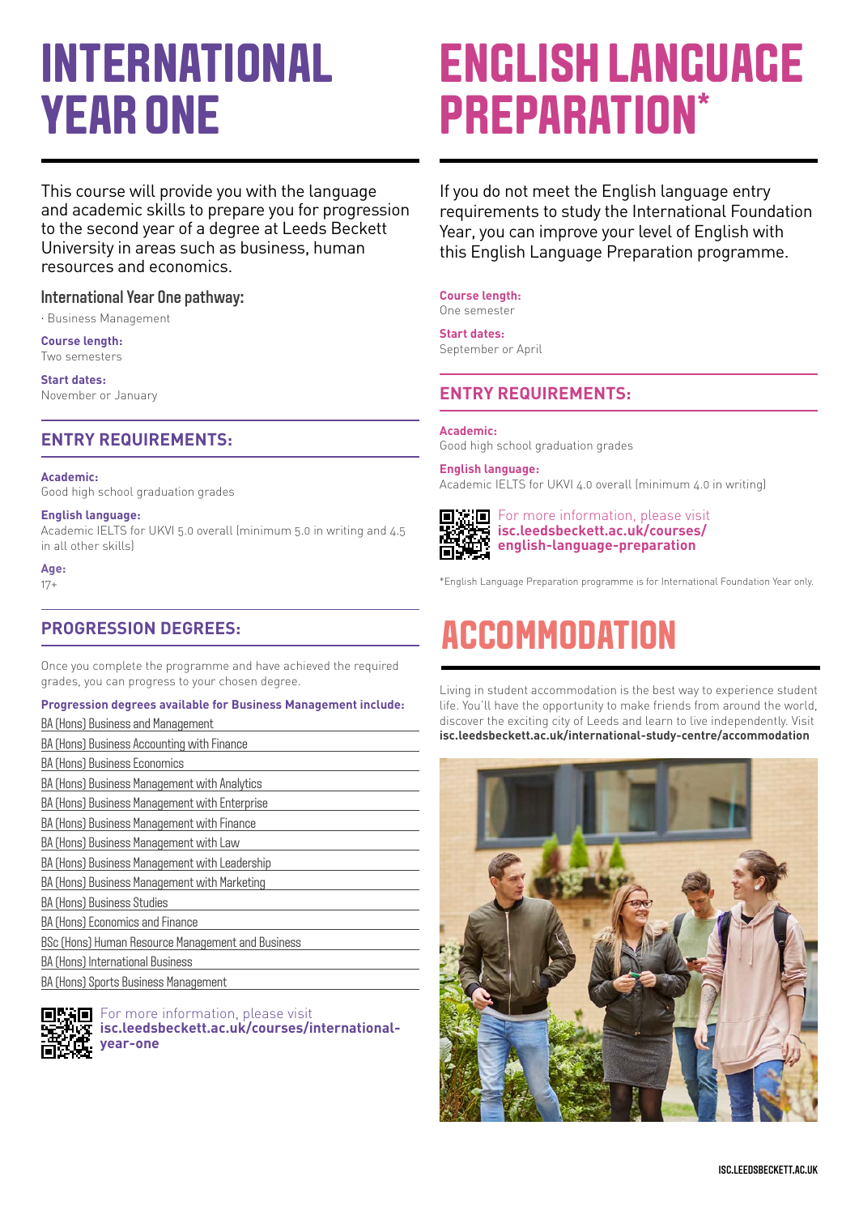# INTERNATIONAL YEAR ONE

This course will provide you with the language and academic skills to prepare you for progression to the second year of a degree at Leeds Beckett University in areas such as business, human resources and economics.

### International Year One pathway:

· Business Management

**Course length:**
Two semesters

**Start dates:**
November or January

## ENTRY REQUIREMENTS:

**Academic:**
Good high school graduation grades

**English language:**
Academic IELTS for UKVI 5.0 overall (minimum 5.0 in writing and 4.5 in all other skills)

**Age:**
17+

## PROGRESSION DEGREES:

Once you complete the programme and have achieved the required grades, you can progress to your chosen degree.

**Progression degrees available for Business Management include:**

- BA (Hons) Business and Management
- BA (Hons) Business Accounting with Finance
- BA (Hons) Business Economics
- BA (Hons) Business Management with Analytics
- BA (Hons) Business Management with Enterprise
- BA (Hons) Business Management with Finance
- BA (Hons) Business Management with Law
- BA (Hons) Business Management with Leadership
- BA (Hons) Business Management with Marketing
- BA (Hons) Business Studies
- BA (Hons) Economics and Finance
- BSc (Hons) Human Resource Management and Business
- BA (Hons) International Business
- BA (Hons) Sports Business Management

For more information, please visit **isc.leedsbeckett.ac.uk/courses/international-year-one**

# ENGLISH LANGUAGE PREPARATION*

If you do not meet the English language entry requirements to study the International Foundation Year, you can improve your level of English with this English Language Preparation programme.

**Course length:**
One semester

**Start dates:**
September or April

## ENTRY REQUIREMENTS:

**Academic:**
Good high school graduation grades

**English language:**
Academic IELTS for UKVI 4.0 overall (minimum 4.0 in writing)

For more information, please visit **isc.leedsbeckett.ac.uk/courses/english-language-preparation**

*English Language Preparation programme is for International Foundation Year only.

# ACCOMMODATION

Living in student accommodation is the best way to experience student life. You'll have the opportunity to make friends from around the world, discover the exciting city of Leeds and learn to live independently. Visit **isc.leedsbeckett.ac.uk/international-study-centre/accommodation**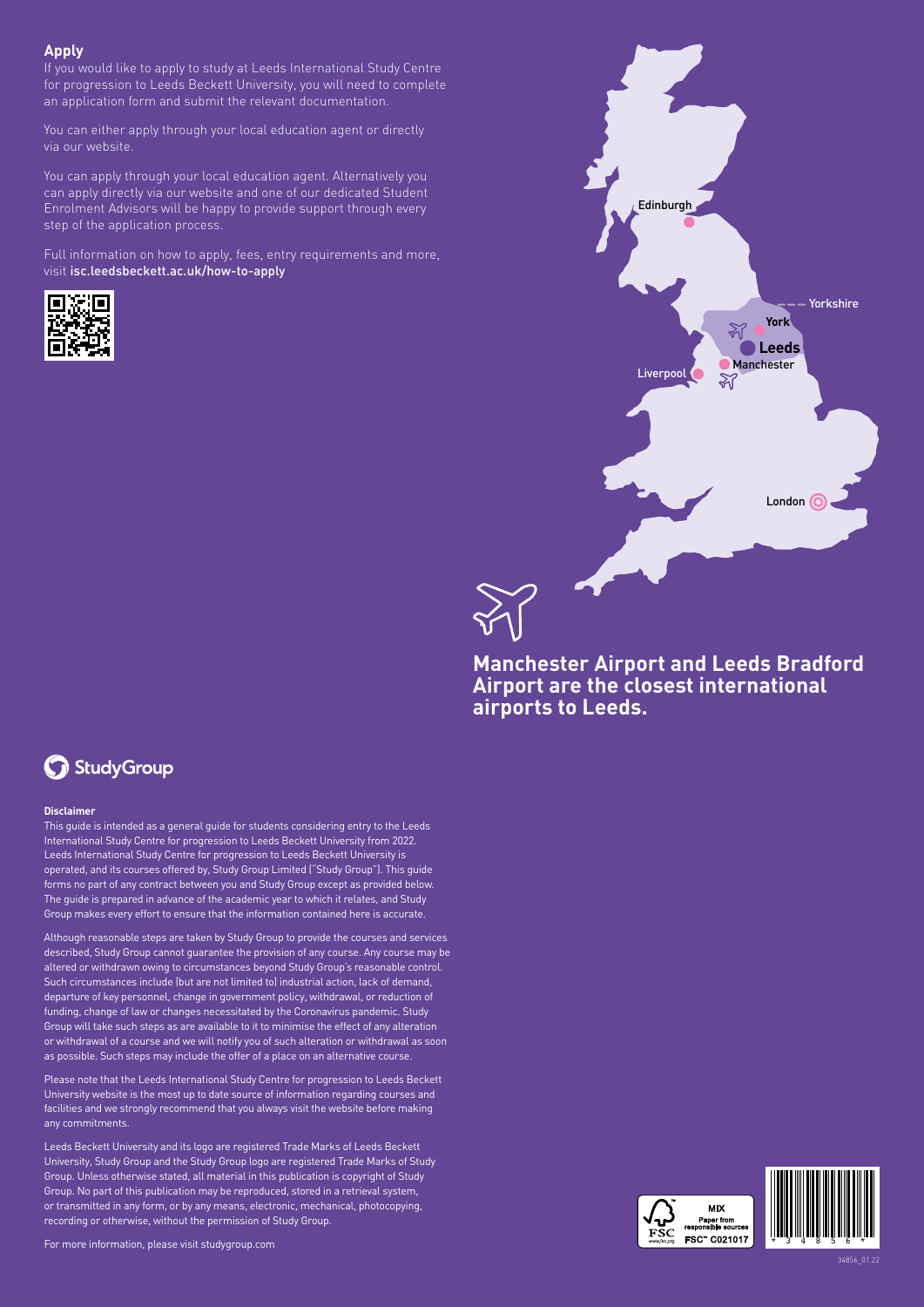## Apply

If you would like to apply to study at Leeds International Study Centre for progression to Leeds Beckett University, you will need to complete an application form and submit the relevant documentation.

You can either apply through your local education agent or directly via our website.

You can apply through your local education agent. Alternatively you can apply directly via our website and one of our dedicated Student Enrolment Advisors will be happy to provide support through every step of the application process.

Full information on how to apply, fees, entry requirements and more, visit **isc.leedsbeckett.ac.uk/how-to-apply**

Edinburgh

Yorkshire

York

Leeds

Manchester

Liverpool

London

**Manchester Airport and Leeds Bradford Airport are the closest international airports to Leeds.**

StudyGroup

**Disclaimer**

This guide is intended as a general guide for students considering entry to the Leeds International Study Centre for progression to Leeds Beckett University from 2022. Leeds International Study Centre for progression to Leeds Beckett University is operated, and its courses offered by, Study Group Limited ("Study Group"). This guide forms no part of any contract between you and Study Group except as provided below. The guide is prepared in advance of the academic year to which it relates, and Study Group makes every effort to ensure that the information contained here is accurate.

Although reasonable steps are taken by Study Group to provide the courses and services described, Study Group cannot guarantee the provision of any course. Any course may be altered or withdrawn owing to circumstances beyond Study Group's reasonable control. Such circumstances include (but are not limited to) industrial action, lack of demand, departure of key personnel, change in government policy, withdrawal, or reduction of funding, change of law or changes necessitated by the Coronavirus pandemic. Study Group will take such steps as are available to it to minimise the effect of any alteration or withdrawal of a course and we will notify you of such alteration or withdrawal as soon as possible. Such steps may include the offer of a place on an alternative course.

Please note that the Leeds International Study Centre for progression to Leeds Beckett University website is the most up to date source of information regarding courses and facilities and we strongly recommend that you always visit the website before making any commitments.

Leeds Beckett University and its logo are registered Trade Marks of Leeds Beckett University, Study Group and the Study Group logo are registered Trade Marks of Study Group. Unless otherwise stated, all material in this publication is copyright of Study Group. No part of this publication may be reproduced, stored in a retrieval system, or transmitted in any form, or by any means, electronic, mechanical, photocopying, recording or otherwise, without the permission of Study Group.

For more information, please visit studygroup.com

MIX Paper from responsible sources FSC™ C021017

34856_01.22